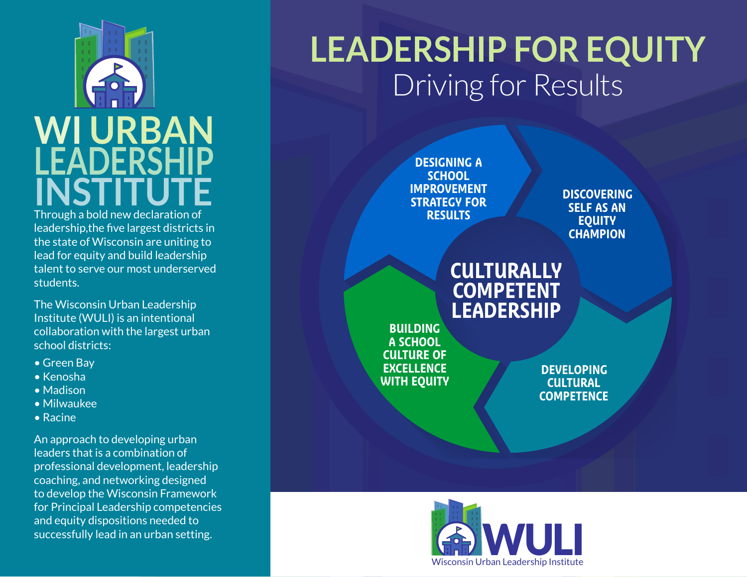# WI URBAN LEADERSHIP INSTITUTE

Through a bold new declaration of leadership,the five largest districts in the state of Wisconsin are uniting to lead for equity and build leadership talent to serve our most underserved students.

The Wisconsin Urban Leadership Institute (WULI) is an intentional collaboration with the largest urban school districts:

- Green Bay
- Kenosha
- Madison
- Milwaukee
- Racine

An approach to developing urban leaders that is a combination of professional development, leadership coaching, and networking designed to develop the Wisconsin Framework for Principal Leadership competencies and equity dispositions needed to successfully lead in an urban setting.

# LEADERSHIP FOR EQUITY

## Driving for Results

**CULTURALLY COMPETENT LEADERSHIP**

- **DESIGNING A SCHOOL IMPROVEMENT STRATEGY FOR RESULTS**
- **DISCOVERING SELF AS AN EQUITY CHAMPION**
- **DEVELOPING CULTURAL COMPETENCE**
- **BUILDING A SCHOOL CULTURE OF EXCELLENCE WITH EQUITY**

**WULI**

Wisconsin Urban Leadership Institute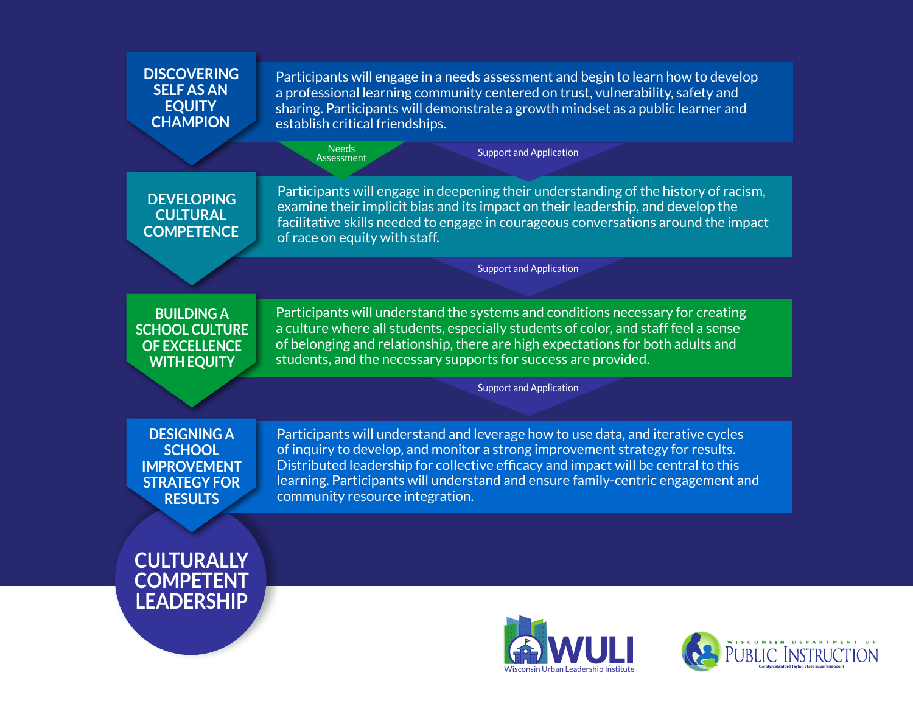## DISCOVERING SELF AS AN EQUITY CHAMPION

Participants will engage in a needs assessment and begin to learn how to develop a professional learning community centered on trust, vulnerability, safety and sharing. Participants will demonstrate a growth mindset as a public learner and establish critical friendships.

Needs Assessment

Support and Application

## DEVELOPING CULTURAL COMPETENCE

Participants will engage in deepening their understanding of the history of racism, examine their implicit bias and its impact on their leadership, and develop the facilitative skills needed to engage in courageous conversations around the impact of race on equity with staff.

Support and Application

## BUILDING A SCHOOL CULTURE OF EXCELLENCE WITH EQUITY

Participants will understand the systems and conditions necessary for creating a culture where all students, especially students of color, and staff feel a sense of belonging and relationship, there are high expectations for both adults and students, and the necessary supports for success are provided.

Support and Application

## DESIGNING A SCHOOL IMPROVEMENT STRATEGY FOR RESULTS

Participants will understand and leverage how to use data, and iterative cycles of inquiry to develop, and monitor a strong improvement strategy for results. Distributed leadership for collective efficacy and impact will be central to this learning. Participants will understand and ensure family-centric engagement and community resource integration.

# CULTURALLY COMPETENT LEADERSHIP

WULI
Wisconsin Urban Leadership Institute

Wisconsin Department of Public Instruction
Carolyn Stanford Taylor, State Superintendent